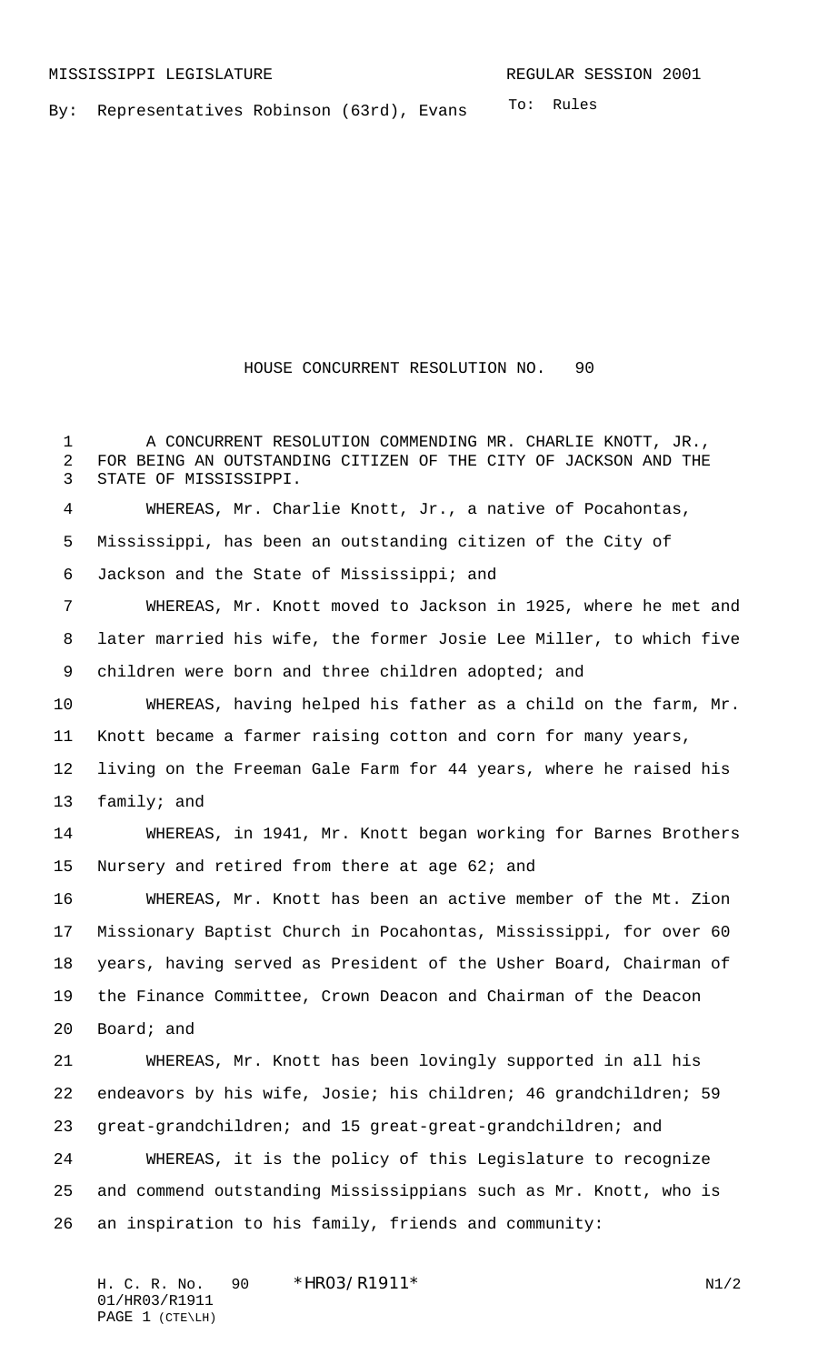MISSISSIPPI LEGISLATURE REGULAR SESSION 2001

By: Representatives Robinson (63rd), Evans

To: Rules

# HOUSE CONCURRENT RESOLUTION NO. 90

A CONCURRENT RESOLUTION COMMENDING MR. CHARLIE KNOTT, JR., FOR BEING AN OUTSTANDING CITIZEN OF THE CITY OF JACKSON AND THE STATE OF MISSISSIPPI.

WHEREAS, Mr. Charlie Knott, Jr., a native of Pocahontas, Mississippi, has been an outstanding citizen of the City of Jackson and the State of Mississippi; and

WHEREAS, Mr. Knott moved to Jackson in 1925, where he met and later married his wife, the former Josie Lee Miller, to which five children were born and three children adopted; and

WHEREAS, having helped his father as a child on the farm, Mr. Knott became a farmer raising cotton and corn for many years, living on the Freeman Gale Farm for 44 years, where he raised his family; and

WHEREAS, in 1941, Mr. Knott began working for Barnes Brothers Nursery and retired from there at age 62; and

WHEREAS, Mr. Knott has been an active member of the Mt. Zion Missionary Baptist Church in Pocahontas, Mississippi, for over 60 years, having served as President of the Usher Board, Chairman of the Finance Committee, Crown Deacon and Chairman of the Deacon Board; and

WHEREAS, Mr. Knott has been lovingly supported in all his endeavors by his wife, Josie; his children; 46 grandchildren; 59 great-grandchildren; and 15 great-great-grandchildren; and

WHEREAS, it is the policy of this Legislature to recognize and commend outstanding Mississippians such as Mr. Knott, who is an inspiration to his family, friends and community: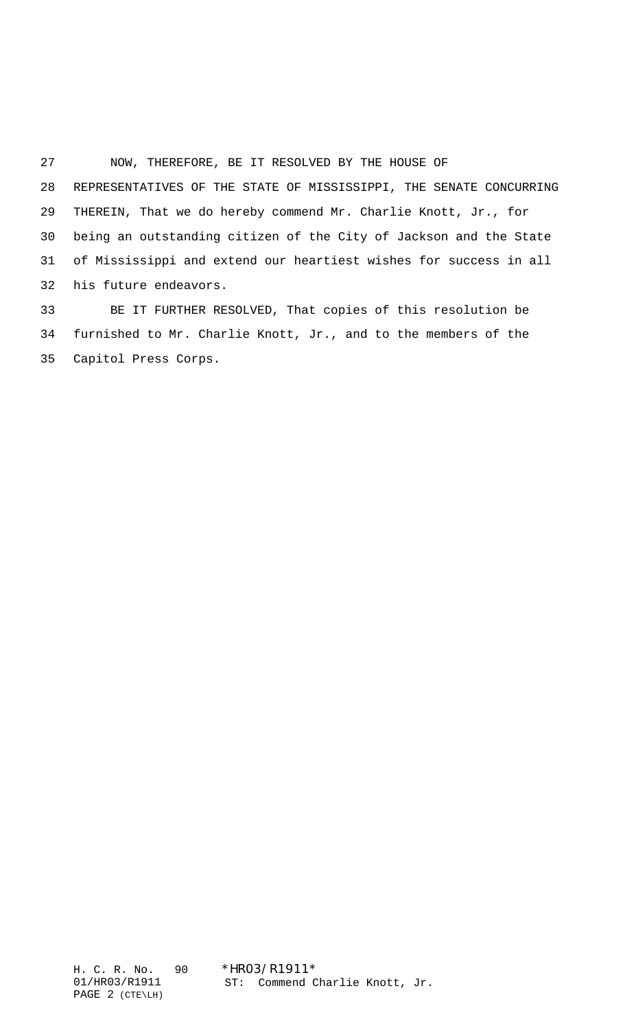NOW, THEREFORE, BE IT RESOLVED BY THE HOUSE OF REPRESENTATIVES OF THE STATE OF MISSISSIPPI, THE SENATE CONCURRING THEREIN, That we do hereby commend Mr. Charlie Knott, Jr., for being an outstanding citizen of the City of Jackson and the State of Mississippi and extend our heartiest wishes for success in all his future endeavors.

BE IT FURTHER RESOLVED, That copies of this resolution be furnished to Mr. Charlie Knott, Jr., and to the members of the Capitol Press Corps.